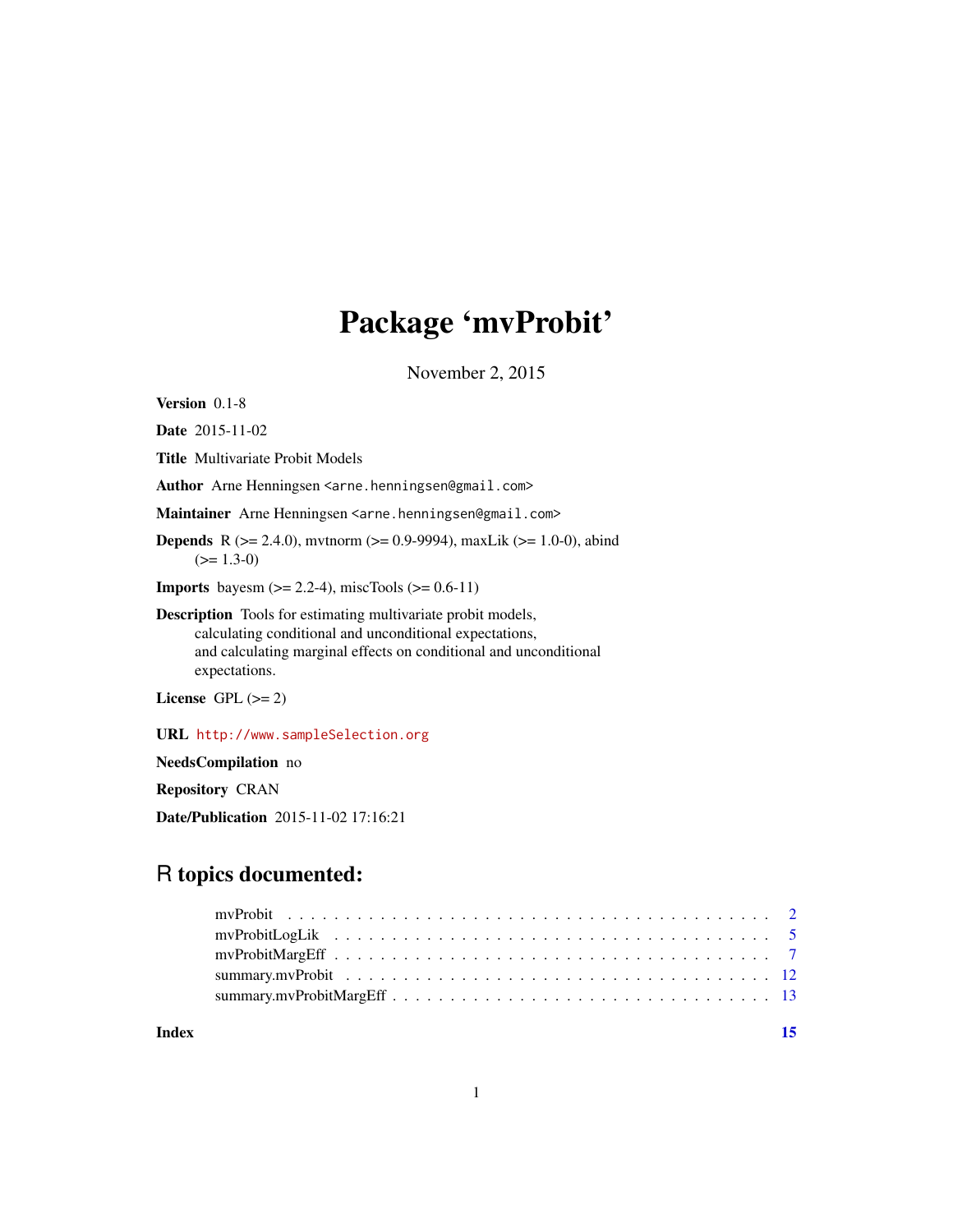# Package 'mvProbit'

November 2, 2015

**Version** 0.1-8

**Date** 2015-11-02

**Title** Multivariate Probit Models

**Author** Arne Henningsen <arne.henningsen@gmail.com>

**Maintainer** Arne Henningsen <arne.henningsen@gmail.com>

**Depends** R (>= 2.4.0), mvtnorm (>= 0.9-9994), maxLik (>= 1.0-0), abind (>= 1.3-0)

**Imports** bayesm (>= 2.2-4), miscTools (>= 0.6-11)

**Description** Tools for estimating multivariate probit models, calculating conditional and unconditional expectations, and calculating marginal effects on conditional and unconditional expectations.

**License** GPL (>= 2)

**URL** http://www.sampleSelection.org

**NeedsCompilation** no

**Repository** CRAN

**Date/Publication** 2015-11-02 17:16:21

## R topics documented:

- mvProbit . . . . . . . . . . . . . . . . . . . . . . . . . . . . . . . . . . . . . . . . . 2
- mvProbitLogLik . . . . . . . . . . . . . . . . . . . . . . . . . . . . . . . . . . . . . 5
- mvProbitMargEff . . . . . . . . . . . . . . . . . . . . . . . . . . . . . . . . . . . . 7
- summary.mvProbit . . . . . . . . . . . . . . . . . . . . . . . . . . . . . . . . . . . 12
- summary.mvProbitMargEff . . . . . . . . . . . . . . . . . . . . . . . . . . . . . . 13

**Index** **15**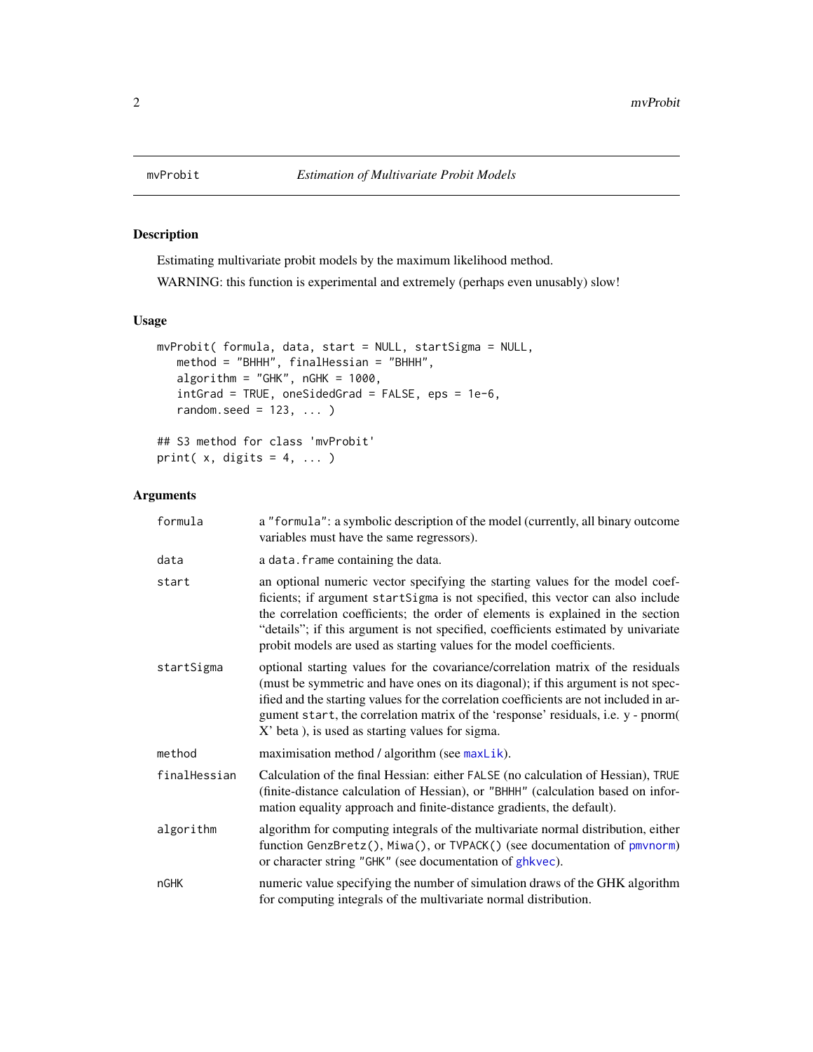# mvProbit — Estimation of Multivariate Probit Models

## Description

Estimating multivariate probit models by the maximum likelihood method.

WARNING: this function is experimental and extremely (perhaps even unusably) slow!

## Usage

```
mvProbit( formula, data, start = NULL, startSigma = NULL,
   method = "BHHH", finalHessian = "BHHH",
   algorithm = "GHK", nGHK = 1000,
   intGrad = TRUE, oneSidedGrad = FALSE, eps = 1e-6,
   random.seed = 123, ... )

## S3 method for class 'mvProbit'
print( x, digits = 4, ... )
```

## Arguments

| | |
|---|---|
| `formula` | a "formula": a symbolic description of the model (currently, all binary outcome variables must have the same regressors). |
| `data` | a `data.frame` containing the data. |
| `start` | an optional numeric vector specifying the starting values for the model coefficients; if argument `startSigma` is not specified, this vector can also include the correlation coefficients; the order of elements is explained in the section "details"; if this argument is not specified, coefficients estimated by univariate probit models are used as starting values for the model coefficients. |
| `startSigma` | optional starting values for the covariance/correlation matrix of the residuals (must be symmetric and have ones on its diagonal); if this argument is not specified and the starting values for the correlation coefficients are not included in argument `start`, the correlation matrix of the 'response' residuals, i.e. y - pnorm( X' beta ), is used as starting values for sigma. |
| `method` | maximisation method / algorithm (see `maxLik`). |
| `finalHessian` | Calculation of the final Hessian: either `FALSE` (no calculation of Hessian), `TRUE` (finite-distance calculation of Hessian), or `"BHHH"` (calculation based on information equality approach and finite-distance gradients, the default). |
| `algorithm` | algorithm for computing integrals of the multivariate normal distribution, either function `GenzBretz()`, `Miwa()`, or `TVPACK()` (see documentation of `pmvnorm`) or character string `"GHK"` (see documentation of `ghkvec`). |
| `nGHK` | numeric value specifying the number of simulation draws of the GHK algorithm for computing integrals of the multivariate normal distribution. |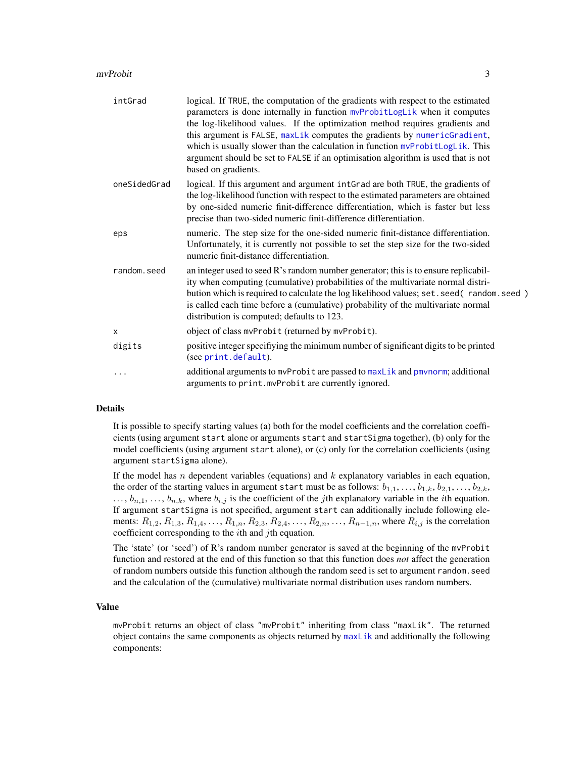| | |
|---|---|
| intGrad | logical. If TRUE, the computation of the gradients with respect to the estimated parameters is done internally in function mvProbitLogLik when it computes the log-likelihood values. If the optimization method requires gradients and this argument is FALSE, maxLik computes the gradients by numericGradient, which is usually slower than the calculation in function mvProbitLogLik. This argument should be set to FALSE if an optimisation algorithm is used that is not based on gradients. |
| oneSidedGrad | logical. If this argument and argument intGrad are both TRUE, the gradients of the log-likelihood function with respect to the estimated parameters are obtained by one-sided numeric finit-difference differentiation, which is faster but less precise than two-sided numeric finit-difference differentiation. |
| eps | numeric. The step size for the one-sided numeric finit-distance differentiation. Unfortunately, it is currently not possible to set the step size for the two-sided numeric finit-distance differentiation. |
| random.seed | an integer used to seed R's random number generator; this is to ensure replicability when computing (cumulative) probabilities of the multivariate normal distribution which is required to calculate the log likelihood values; set.seed( random.seed ) is called each time before a (cumulative) probability of the multivariate normal distribution is computed; defaults to 123. |
| x | object of class mvProbit (returned by mvProbit). |
| digits | positive integer specifiying the minimum number of significant digits to be printed (see print.default). |
| ... | additional arguments to mvProbit are passed to maxLik and pmvnorm; additional arguments to print.mvProbit are currently ignored. |

## Details

It is possible to specify starting values (a) both for the model coefficients and the correlation coefficients (using argument start alone or arguments start and startSigma together), (b) only for the model coefficients (using argument start alone), or (c) only for the correlation coefficients (using argument startSigma alone).

If the model has $n$ dependent variables (equations) and $k$ explanatory variables in each equation, the order of the starting values in argument start must be as follows: $b_{1,1}, \ldots, b_{1,k}, b_{2,1}, \ldots, b_{2,k}, \ldots, b_{n,1}, \ldots, b_{n,k}$, where $b_{i,j}$ is the coefficient of the $j$th explanatory variable in the $i$th equation. If argument startSigma is not specified, argument start can additionally include following elements: $R_{1,2}, R_{1,3}, R_{1,4}, \ldots, R_{1,n}, R_{2,3}, R_{2,4}, \ldots, R_{2,n}, \ldots, R_{n-1,n}$, where $R_{i,j}$ is the correlation coefficient corresponding to the $i$th and $j$th equation.

The 'state' (or 'seed') of R's random number generator is saved at the beginning of the mvProbit function and restored at the end of this function so that this function does *not* affect the generation of random numbers outside this function although the random seed is set to argument random.seed and the calculation of the (cumulative) multivariate normal distribution uses random numbers.

## Value

mvProbit returns an object of class "mvProbit" inheriting from class "maxLik". The returned object contains the same components as objects returned by maxLik and additionally the following components: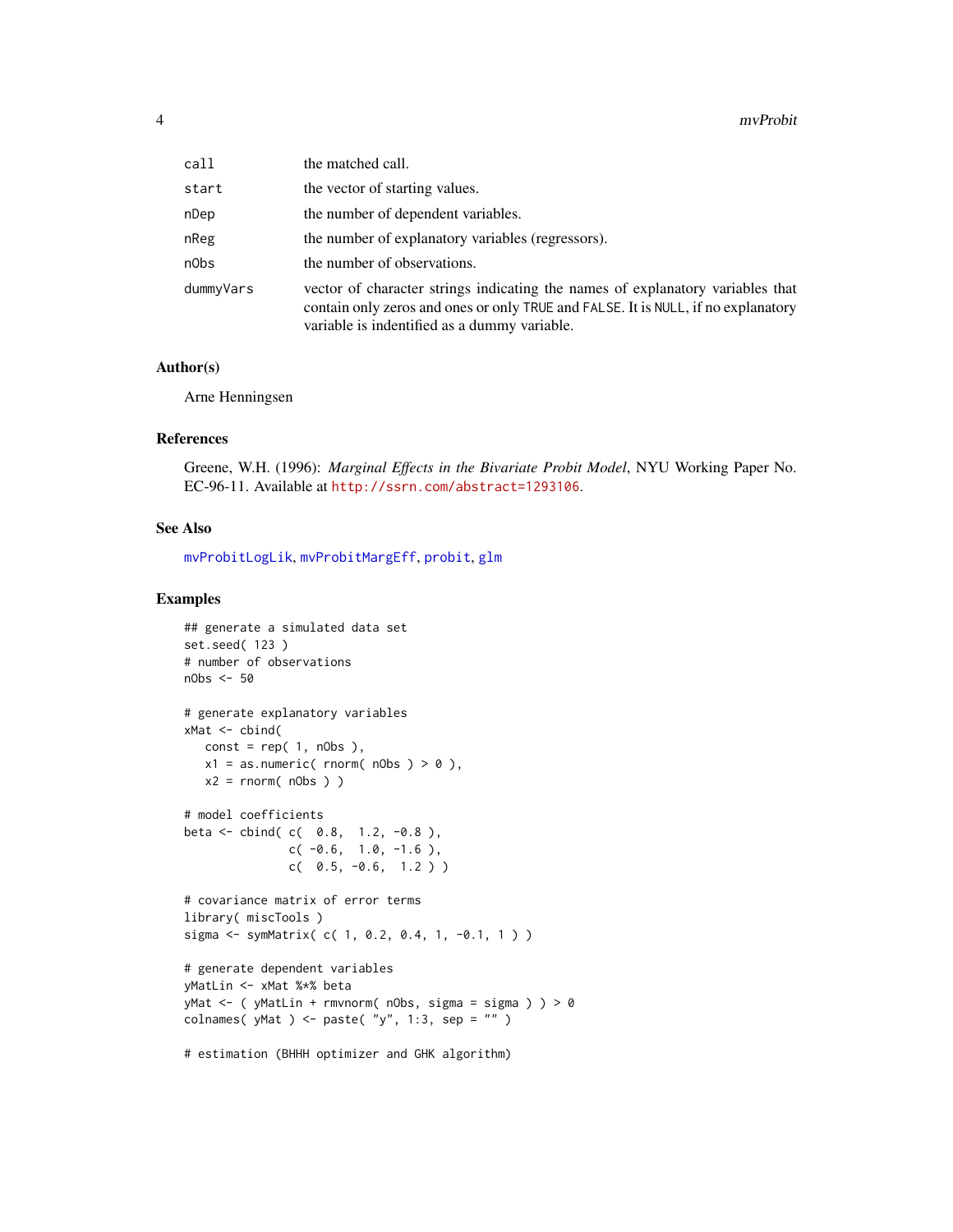| | |
|---|---|
| call | the matched call. |
| start | the vector of starting values. |
| nDep | the number of dependent variables. |
| nReg | the number of explanatory variables (regressors). |
| nObs | the number of observations. |
| dummyVars | vector of character strings indicating the names of explanatory variables that contain only zeros and ones or only TRUE and FALSE. It is NULL, if no explanatory variable is indentified as a dummy variable. |

### Author(s)

Arne Henningsen

### References

Greene, W.H. (1996): *Marginal Effects in the Bivariate Probit Model*, NYU Working Paper No. EC-96-11. Available at http://ssrn.com/abstract=1293106.

### See Also

mvProbitLogLik, mvProbitMargEff, probit, glm

### Examples

```
## generate a simulated data set
set.seed( 123 )
# number of observations
nObs <- 50

# generate explanatory variables
xMat <- cbind(
   const = rep( 1, nObs ),
   x1 = as.numeric( rnorm( nObs ) > 0 ),
   x2 = rnorm( nObs ) )

# model coefficients
beta <- cbind( c(  0.8,  1.2, -0.8 ),
               c( -0.6,  1.0, -1.6 ),
               c(  0.5, -0.6,  1.2 ) )

# covariance matrix of error terms
library( miscTools )
sigma <- symMatrix( c( 1, 0.2, 0.4, 1, -0.1, 1 ) )

# generate dependent variables
yMatLin <- xMat %*% beta
yMat <- ( yMatLin + rmvnorm( nObs, sigma = sigma ) ) > 0
colnames( yMat ) <- paste( "y", 1:3, sep = "" )

# estimation (BHHH optimizer and GHK algorithm)
```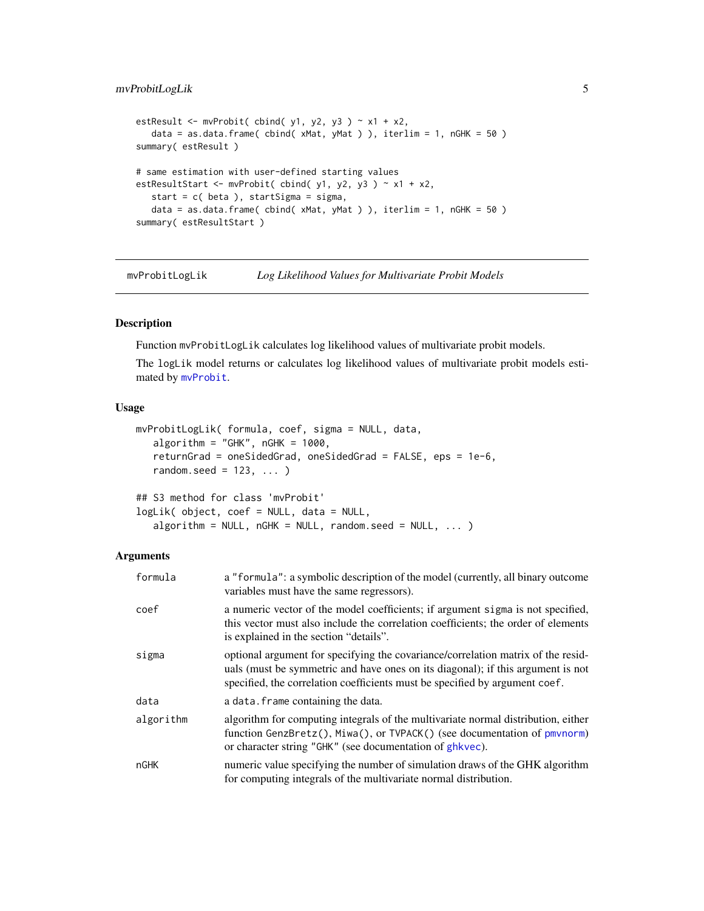```
estResult <- mvProbit( cbind( y1, y2, y3 ) ~ x1 + x2,
   data = as.data.frame( cbind( xMat, yMat ) ), iterlim = 1, nGHK = 50 )
summary( estResult )

# same estimation with user-defined starting values
estResultStart <- mvProbit( cbind( y1, y2, y3 ) ~ x1 + x2,
   start = c( beta ), startSigma = sigma,
   data = as.data.frame( cbind( xMat, yMat ) ), iterlim = 1, nGHK = 50 )
summary( estResultStart )
```

## mvProbitLogLik — *Log Likelihood Values for Multivariate Probit Models*

### Description

Function `mvProbitLogLik` calculates log likelihood values of multivariate probit models.

The `logLik` model returns or calculates log likelihood values of multivariate probit models estimated by `mvProbit`.

### Usage

```
mvProbitLogLik( formula, coef, sigma = NULL, data,
   algorithm = "GHK", nGHK = 1000,
   returnGrad = oneSidedGrad, oneSidedGrad = FALSE, eps = 1e-6,
   random.seed = 123, ... )

## S3 method for class 'mvProbit'
logLik( object, coef = NULL, data = NULL,
   algorithm = NULL, nGHK = NULL, random.seed = NULL, ... )
```

### Arguments

| | |
|---|---|
| `formula` | a `"formula"`: a symbolic description of the model (currently, all binary outcome variables must have the same regressors). |
| `coef` | a numeric vector of the model coefficients; if argument `sigma` is not specified, this vector must also include the correlation coefficients; the order of elements is explained in the section "details". |
| `sigma` | optional argument for specifying the covariance/correlation matrix of the residuals (must be symmetric and have ones on its diagonal); if this argument is not specified, the correlation coefficients must be specified by argument `coef`. |
| `data` | a `data.frame` containing the data. |
| `algorithm` | algorithm for computing integrals of the multivariate normal distribution, either function `GenzBretz()`, `Miwa()`, or `TVPACK()` (see documentation of `pmvnorm`) or character string `"GHK"` (see documentation of `ghkvec`). |
| `nGHK` | numeric value specifying the number of simulation draws of the GHK algorithm for computing integrals of the multivariate normal distribution. |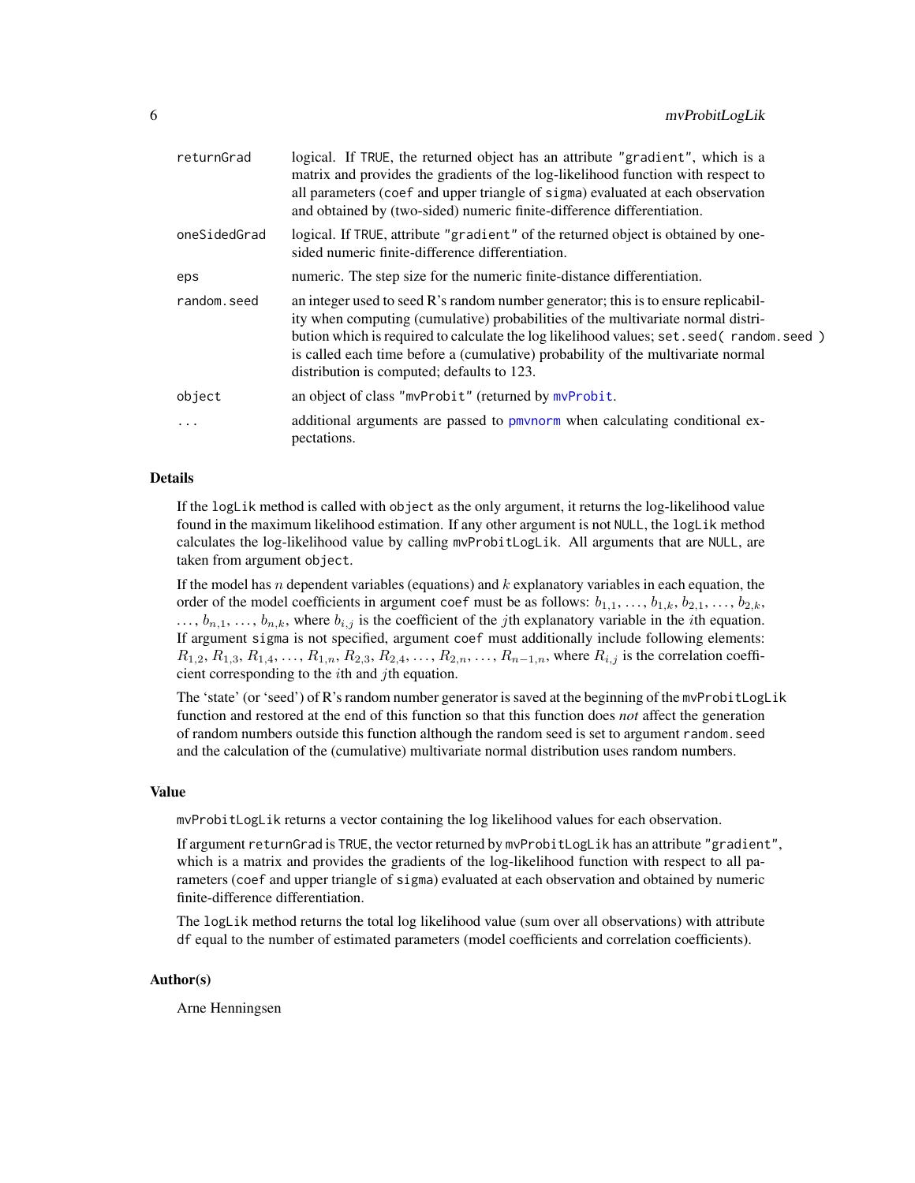| | |
|---|---|
| returnGrad | logical. If TRUE, the returned object has an attribute "gradient", which is a matrix and provides the gradients of the log-likelihood function with respect to all parameters (coef and upper triangle of sigma) evaluated at each observation and obtained by (two-sided) numeric finite-difference differentiation. |
| oneSidedGrad | logical. If TRUE, attribute "gradient" of the returned object is obtained by one-sided numeric finite-difference differentiation. |
| eps | numeric. The step size for the numeric finite-distance differentiation. |
| random.seed | an integer used to seed R's random number generator; this is to ensure replicability when computing (cumulative) probabilities of the multivariate normal distribution which is required to calculate the log likelihood values; set.seed( random.seed ) is called each time before a (cumulative) probability of the multivariate normal distribution is computed; defaults to 123. |
| object | an object of class "mvProbit" (returned by mvProbit. |
| ... | additional arguments are passed to pmvnorm when calculating conditional expectations. |

### Details

If the logLik method is called with object as the only argument, it returns the log-likelihood value found in the maximum likelihood estimation. If any other argument is not NULL, the logLik method calculates the log-likelihood value by calling mvProbitLogLik. All arguments that are NULL, are taken from argument object.

If the model has $n$ dependent variables (equations) and $k$ explanatory variables in each equation, the order of the model coefficients in argument coef must be as follows: $b_{1,1}, \ldots, b_{1,k}, b_{2,1}, \ldots, b_{2,k}, \ldots, b_{n,1}, \ldots, b_{n,k}$, where $b_{i,j}$ is the coefficient of the $j$th explanatory variable in the $i$th equation. If argument sigma is not specified, argument coef must additionally include following elements: $R_{1,2}, R_{1,3}, R_{1,4}, \ldots, R_{1,n}, R_{2,3}, R_{2,4}, \ldots, R_{2,n}, \ldots, R_{n-1,n}$, where $R_{i,j}$ is the correlation coefficient corresponding to the $i$th and $j$th equation.

The 'state' (or 'seed') of R's random number generator is saved at the beginning of the mvProbitLogLik function and restored at the end of this function so that this function does *not* affect the generation of random numbers outside this function although the random seed is set to argument random.seed and the calculation of the (cumulative) multivariate normal distribution uses random numbers.

### Value

mvProbitLogLik returns a vector containing the log likelihood values for each observation.

If argument returnGrad is TRUE, the vector returned by mvProbitLogLik has an attribute "gradient", which is a matrix and provides the gradients of the log-likelihood function with respect to all parameters (coef and upper triangle of sigma) evaluated at each observation and obtained by numeric finite-difference differentiation.

The logLik method returns the total log likelihood value (sum over all observations) with attribute df equal to the number of estimated parameters (model coefficients and correlation coefficients).

### Author(s)

Arne Henningsen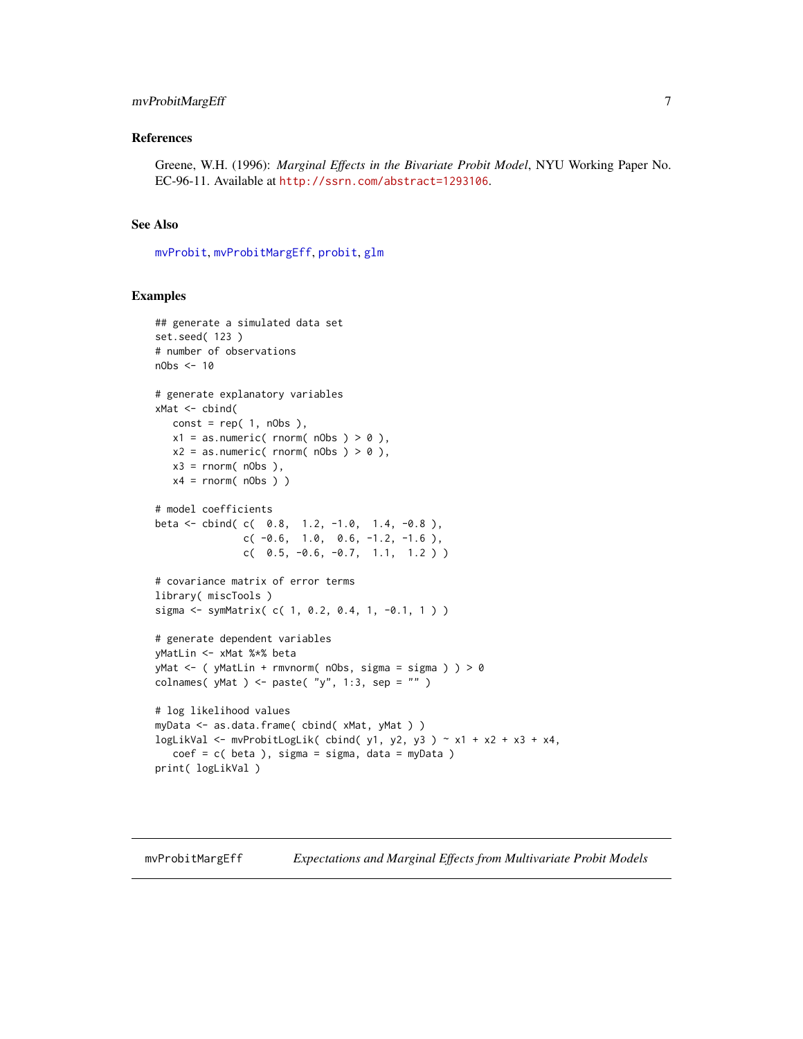## References

Greene, W.H. (1996): *Marginal Effects in the Bivariate Probit Model*, NYU Working Paper No. EC-96-11. Available at http://ssrn.com/abstract=1293106.

## See Also

mvProbit, mvProbitMargEff, probit, glm

## Examples

```
## generate a simulated data set
set.seed( 123 )
# number of observations
nObs <- 10

# generate explanatory variables
xMat <- cbind(
   const = rep( 1, nObs ),
   x1 = as.numeric( rnorm( nObs ) > 0 ),
   x2 = as.numeric( rnorm( nObs ) > 0 ),
   x3 = rnorm( nObs ),
   x4 = rnorm( nObs ) )

# model coefficients
beta <- cbind( c(  0.8,  1.2, -1.0,  1.4, -0.8 ),
               c( -0.6,  1.0,  0.6, -1.2, -1.6 ),
               c(  0.5, -0.6, -0.7,  1.1,  1.2 ) )

# covariance matrix of error terms
library( miscTools )
sigma <- symMatrix( c( 1, 0.2, 0.4, 1, -0.1, 1 ) )

# generate dependent variables
yMatLin <- xMat %*% beta
yMat <- ( yMatLin + rmvnorm( nObs, sigma = sigma ) ) > 0
colnames( yMat ) <- paste( "y", 1:3, sep = "" )

# log likelihood values
myData <- as.data.frame( cbind( xMat, yMat ) )
logLikVal <- mvProbitLogLik( cbind( y1, y2, y3 ) ~ x1 + x2 + x3 + x4,
   coef = c( beta ), sigma = sigma, data = myData )
print( logLikVal )
```

---

# mvProbitMargEff *Expectations and Marginal Effects from Multivariate Probit Models*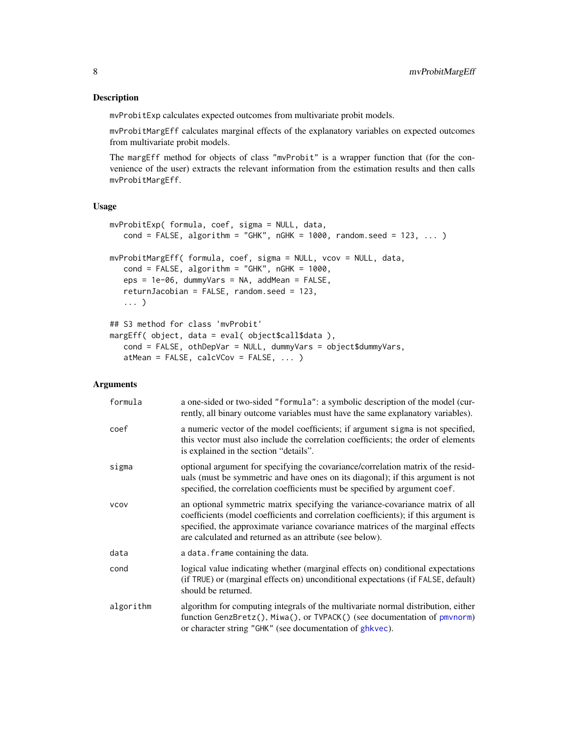### Description

`mvProbitExp` calculates expected outcomes from multivariate probit models.

`mvProbitMargEff` calculates marginal effects of the explanatory variables on expected outcomes from multivariate probit models.

The `margEff` method for objects of class `"mvProbit"` is a wrapper function that (for the convenience of the user) extracts the relevant information from the estimation results and then calls `mvProbitMargEff`.

### Usage

```
mvProbitExp( formula, coef, sigma = NULL, data,
   cond = FALSE, algorithm = "GHK", nGHK = 1000, random.seed = 123, ... )

mvProbitMargEff( formula, coef, sigma = NULL, vcov = NULL, data,
   cond = FALSE, algorithm = "GHK", nGHK = 1000,
   eps = 1e-06, dummyVars = NA, addMean = FALSE,
   returnJacobian = FALSE, random.seed = 123,
   ... )

## S3 method for class 'mvProbit'
margEff( object, data = eval( object$call$data ),
   cond = FALSE, othDepVar = NULL, dummyVars = object$dummyVars,
   atMean = FALSE, calcVCov = FALSE, ... )
```

### Arguments

| | |
|---|---|
| `formula` | a one-sided or two-sided `"formula"`: a symbolic description of the model (currently, all binary outcome variables must have the same explanatory variables). |
| `coef` | a numeric vector of the model coefficients; if argument `sigma` is not specified, this vector must also include the correlation coefficients; the order of elements is explained in the section "details". |
| `sigma` | optional argument for specifying the covariance/correlation matrix of the residuals (must be symmetric and have ones on its diagonal); if this argument is not specified, the correlation coefficients must be specified by argument `coef`. |
| `vcov` | an optional symmetric matrix specifying the variance-covariance matrix of all coefficients (model coefficients and correlation coefficients); if this argument is specified, the approximate variance covariance matrices of the marginal effects are calculated and returned as an attribute (see below). |
| `data` | a `data.frame` containing the data. |
| `cond` | logical value indicating whether (marginal effects on) conditional expectations (if `TRUE`) or (marginal effects on) unconditional expectations (if `FALSE`, default) should be returned. |
| `algorithm` | algorithm for computing integrals of the multivariate normal distribution, either function `GenzBretz()`, `Miwa()`, or `TVPACK()` (see documentation of `pmvnorm`) or character string `"GHK"` (see documentation of `ghkvec`). |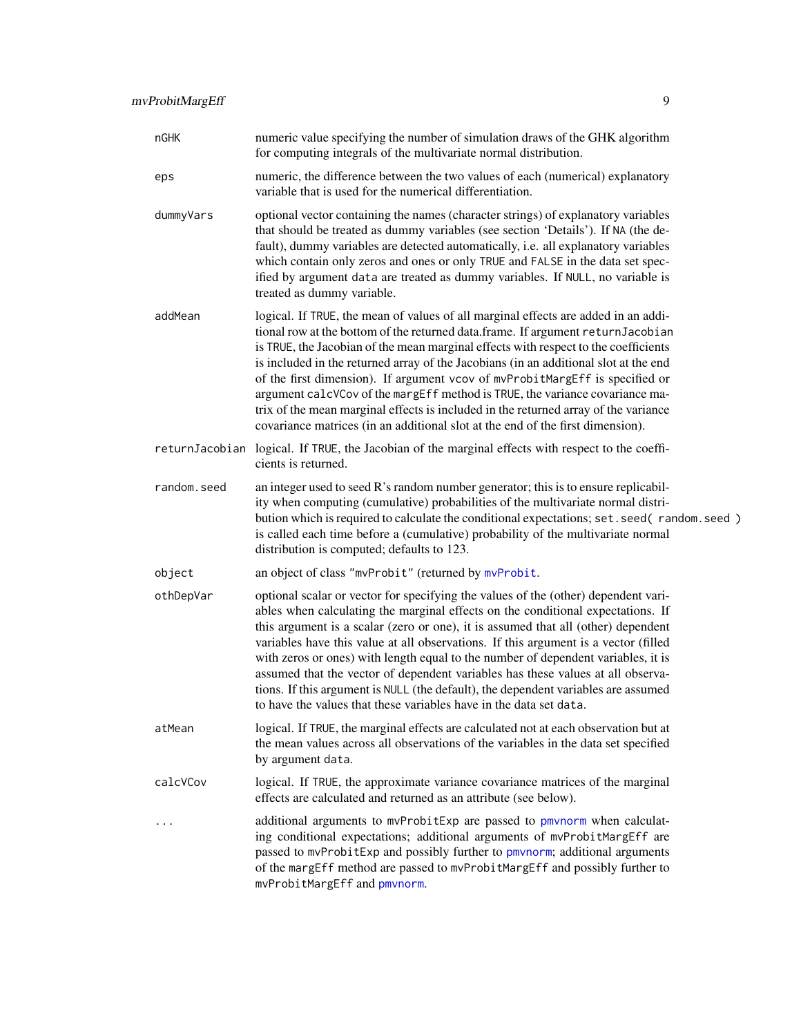| | |
|---|---|
| `nGHK` | numeric value specifying the number of simulation draws of the GHK algorithm for computing integrals of the multivariate normal distribution. |
| `eps` | numeric, the difference between the two values of each (numerical) explanatory variable that is used for the numerical differentiation. |
| `dummyVars` | optional vector containing the names (character strings) of explanatory variables that should be treated as dummy variables (see section 'Details'). If `NA` (the default), dummy variables are detected automatically, i.e. all explanatory variables which contain only zeros and ones or only `TRUE` and `FALSE` in the data set specified by argument `data` are treated as dummy variables. If `NULL`, no variable is treated as dummy variable. |
| `addMean` | logical. If `TRUE`, the mean of values of all marginal effects are added in an additional row at the bottom of the returned data.frame. If argument `returnJacobian` is `TRUE`, the Jacobian of the mean marginal effects with respect to the coefficients is included in the returned array of the Jacobians (in an additional slot at the end of the first dimension). If argument `vcov` of `mvProbitMargEff` is specified or argument `calcVCov` of the `margEff` method is `TRUE`, the variance covariance matrix of the mean marginal effects is included in the returned array of the variance covariance matrices (in an additional slot at the end of the first dimension). |
| `returnJacobian` | logical. If `TRUE`, the Jacobian of the marginal effects with respect to the coefficients is returned. |
| `random.seed` | an integer used to seed R's random number generator; this is to ensure replicability when computing (cumulative) probabilities of the multivariate normal distribution which is required to calculate the conditional expectations; `set.seed( random.seed )` is called each time before a (cumulative) probability of the multivariate normal distribution is computed; defaults to 123. |
| `object` | an object of class `"mvProbit"` (returned by `mvProbit`. |
| `othDepVar` | optional scalar or vector for specifying the values of the (other) dependent variables when calculating the marginal effects on the conditional expectations. If this argument is a scalar (zero or one), it is assumed that all (other) dependent variables have this value at all observations. If this argument is a vector (filled with zeros or ones) with length equal to the number of dependent variables, it is assumed that the vector of dependent variables has these values at all observations. If this argument is `NULL` (the default), the dependent variables are assumed to have the values that these variables have in the data set `data`. |
| `atMean` | logical. If `TRUE`, the marginal effects are calculated not at each observation but at the mean values across all observations of the variables in the data set specified by argument `data`. |
| `calcVCov` | logical. If `TRUE`, the approximate variance covariance matrices of the marginal effects are calculated and returned as an attribute (see below). |
| `...` | additional arguments to `mvProbitExp` are passed to `pmvnorm` when calculating conditional expectations; additional arguments of `mvProbitMargEff` are passed to `mvProbitExp` and possibly further to `pmvnorm`; additional arguments of the `margEff` method are passed to `mvProbitMargEff` and possibly further to `mvProbitMargEff` and `pmvnorm`. |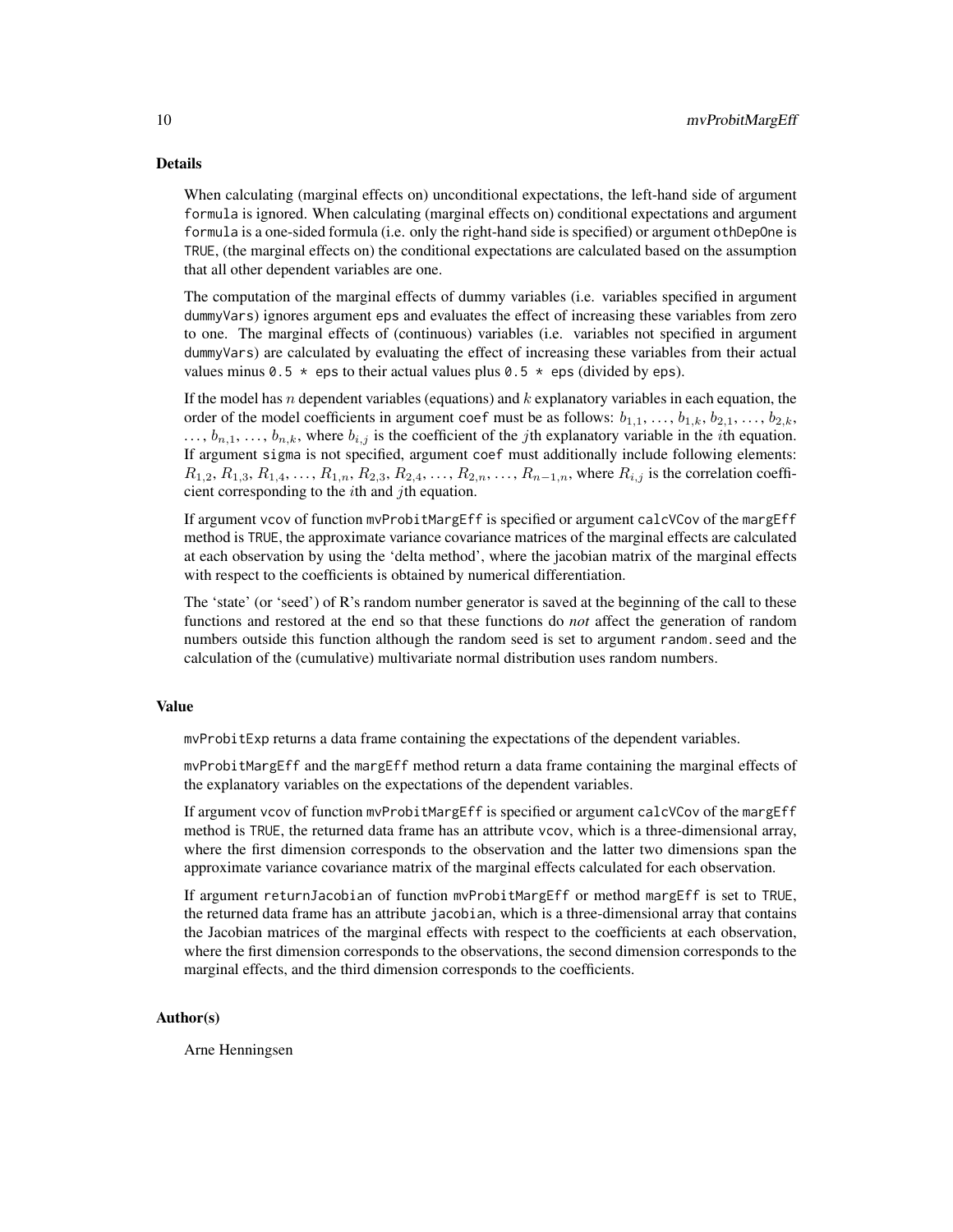## Details

When calculating (marginal effects on) unconditional expectations, the left-hand side of argument `formula` is ignored. When calculating (marginal effects on) conditional expectations and argument `formula` is a one-sided formula (i.e. only the right-hand side is specified) or argument `othDepOne` is `TRUE`, (the marginal effects on) the conditional expectations are calculated based on the assumption that all other dependent variables are one.

The computation of the marginal effects of dummy variables (i.e. variables specified in argument `dummyVars`) ignores argument `eps` and evaluates the effect of increasing these variables from zero to one. The marginal effects of (continuous) variables (i.e. variables not specified in argument `dummyVars`) are calculated by evaluating the effect of increasing these variables from their actual values minus `0.5 * eps` to their actual values plus `0.5 * eps` (divided by `eps`).

If the model has $n$ dependent variables (equations) and $k$ explanatory variables in each equation, the order of the model coefficients in argument `coef` must be as follows: $b_{1,1}, \ldots, b_{1,k}, b_{2,1}, \ldots, b_{2,k}, \ldots, b_{n,1}, \ldots, b_{n,k}$, where $b_{i,j}$ is the coefficient of the $j$th explanatory variable in the $i$th equation. If argument `sigma` is not specified, argument `coef` must additionally include following elements: $R_{1,2}, R_{1,3}, R_{1,4}, \ldots, R_{1,n}, R_{2,3}, R_{2,4}, \ldots, R_{2,n}, \ldots, R_{n-1,n}$, where $R_{i,j}$ is the correlation coefficient corresponding to the $i$th and $j$th equation.

If argument `vcov` of function `mvProbitMargEff` is specified or argument `calcVCov` of the `margEff` method is `TRUE`, the approximate variance covariance matrices of the marginal effects are calculated at each observation by using the 'delta method', where the jacobian matrix of the marginal effects with respect to the coefficients is obtained by numerical differentiation.

The 'state' (or 'seed') of R's random number generator is saved at the beginning of the call to these functions and restored at the end so that these functions do *not* affect the generation of random numbers outside this function although the random seed is set to argument `random.seed` and the calculation of the (cumulative) multivariate normal distribution uses random numbers.

## Value

`mvProbitExp` returns a data frame containing the expectations of the dependent variables.

`mvProbitMargEff` and the `margEff` method return a data frame containing the marginal effects of the explanatory variables on the expectations of the dependent variables.

If argument `vcov` of function `mvProbitMargEff` is specified or argument `calcVCov` of the `margEff` method is `TRUE`, the returned data frame has an attribute `vcov`, which is a three-dimensional array, where the first dimension corresponds to the observation and the latter two dimensions span the approximate variance covariance matrix of the marginal effects calculated for each observation.

If argument `returnJacobian` of function `mvProbitMargEff` or method `margEff` is set to `TRUE`, the returned data frame has an attribute `jacobian`, which is a three-dimensional array that contains the Jacobian matrices of the marginal effects with respect to the coefficients at each observation, where the first dimension corresponds to the observations, the second dimension corresponds to the marginal effects, and the third dimension corresponds to the coefficients.

## Author(s)

Arne Henningsen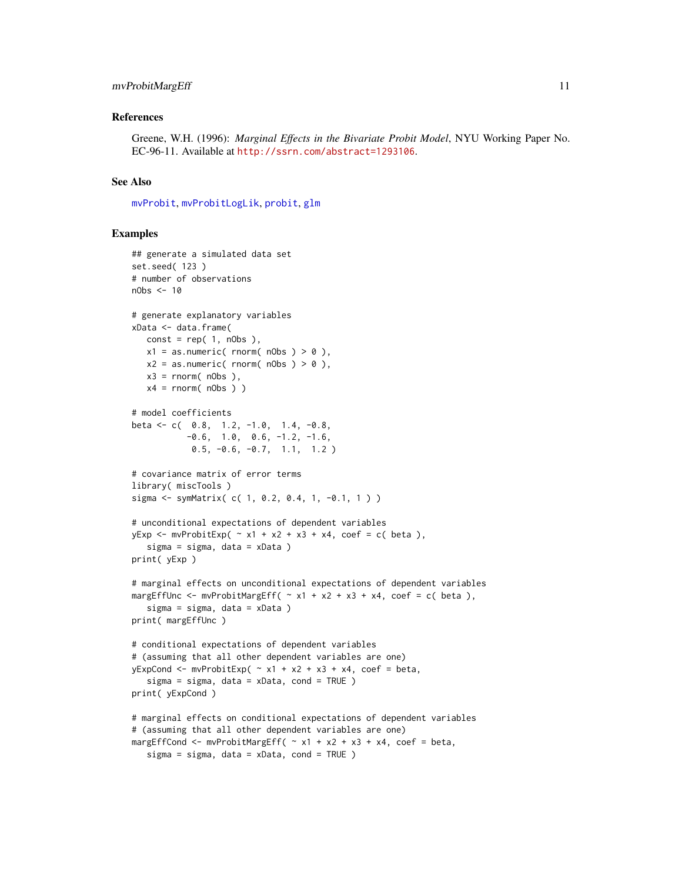## References

Greene, W.H. (1996): *Marginal Effects in the Bivariate Probit Model*, NYU Working Paper No. EC-96-11. Available at http://ssrn.com/abstract=1293106.

## See Also

mvProbit, mvProbitLogLik, probit, glm

## Examples

```
## generate a simulated data set
set.seed( 123 )
# number of observations
nObs <- 10

# generate explanatory variables
xData <- data.frame(
   const = rep( 1, nObs ),
   x1 = as.numeric( rnorm( nObs ) > 0 ),
   x2 = as.numeric( rnorm( nObs ) > 0 ),
   x3 = rnorm( nObs ),
   x4 = rnorm( nObs ) )

# model coefficients
beta <- c(  0.8,  1.2, -1.0,  1.4, -0.8,
           -0.6,  1.0,  0.6, -1.2, -1.6,
            0.5, -0.6, -0.7,  1.1,  1.2 )

# covariance matrix of error terms
library( miscTools )
sigma <- symMatrix( c( 1, 0.2, 0.4, 1, -0.1, 1 ) )

# unconditional expectations of dependent variables
yExp <- mvProbitExp( ~ x1 + x2 + x3 + x4, coef = c( beta ),
   sigma = sigma, data = xData )
print( yExp )

# marginal effects on unconditional expectations of dependent variables
margEffUnc <- mvProbitMargEff( ~ x1 + x2 + x3 + x4, coef = c( beta ),
   sigma = sigma, data = xData )
print( margEffUnc )

# conditional expectations of dependent variables
# (assuming that all other dependent variables are one)
yExpCond <- mvProbitExp( ~ x1 + x2 + x3 + x4, coef = beta,
   sigma = sigma, data = xData, cond = TRUE )
print( yExpCond )

# marginal effects on conditional expectations of dependent variables
# (assuming that all other dependent variables are one)
margEffCond <- mvProbitMargEff( ~ x1 + x2 + x3 + x4, coef = beta,
   sigma = sigma, data = xData, cond = TRUE )
```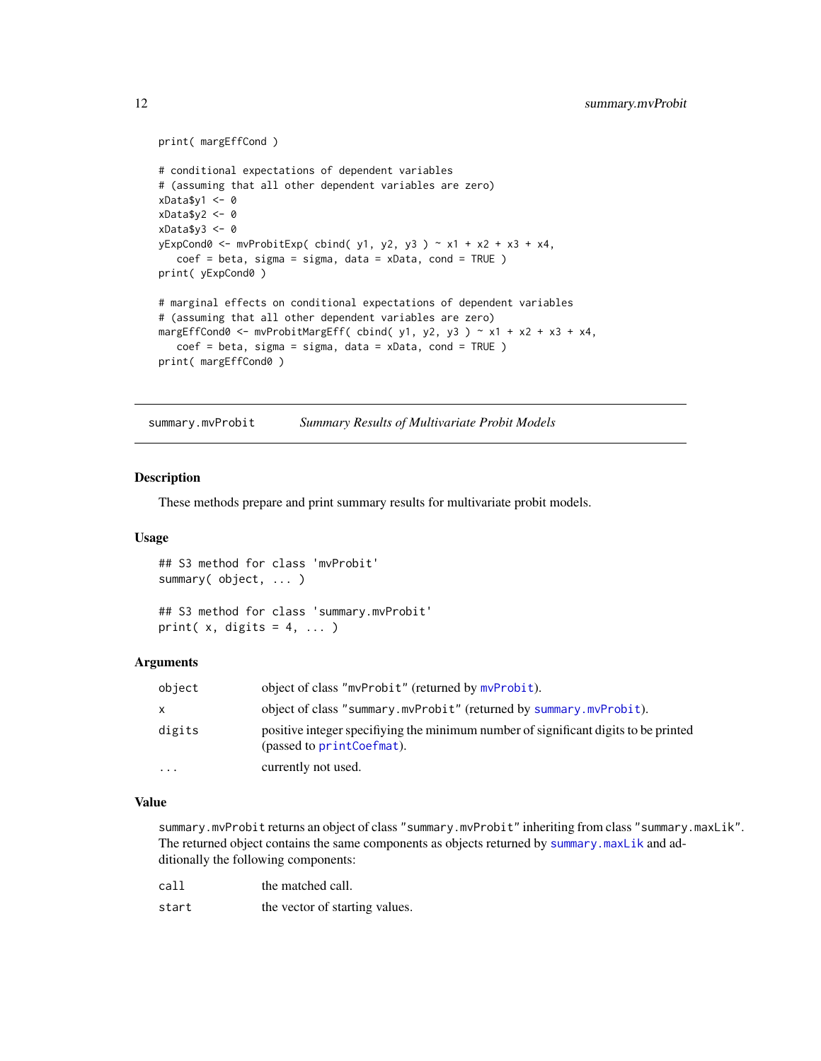```
print( margEffCond )

# conditional expectations of dependent variables
# (assuming that all other dependent variables are zero)
xData$y1 <- 0
xData$y2 <- 0
xData$y3 <- 0
yExpCond0 <- mvProbitExp( cbind( y1, y2, y3 ) ~ x1 + x2 + x3 + x4,
   coef = beta, sigma = sigma, data = xData, cond = TRUE )
print( yExpCond0 )

# marginal effects on conditional expectations of dependent variables
# (assuming that all other dependent variables are zero)
margEffCond0 <- mvProbitMargEff( cbind( y1, y2, y3 ) ~ x1 + x2 + x3 + x4,
   coef = beta, sigma = sigma, data = xData, cond = TRUE )
print( margEffCond0 )
```

---

## summary.mvProbit *Summary Results of Multivariate Probit Models*

---

### Description

These methods prepare and print summary results for multivariate probit models.

### Usage

```
## S3 method for class 'mvProbit'
summary( object, ... )

## S3 method for class 'summary.mvProbit'
print( x, digits = 4, ... )
```

### Arguments

| | |
|---|---|
| `object` | object of class `"mvProbit"` (returned by `mvProbit`). |
| `x` | object of class `"summary.mvProbit"` (returned by `summary.mvProbit`). |
| `digits` | positive integer specifiying the minimum number of significant digits to be printed (passed to `printCoefmat`). |
| `...` | currently not used. |

### Value

`summary.mvProbit` returns an object of class `"summary.mvProbit"` inheriting from class `"summary.maxLik"`. The returned object contains the same components as objects returned by `summary.maxLik` and additionally the following components:

| | |
|---|---|
| `call` | the matched call. |
| `start` | the vector of starting values. |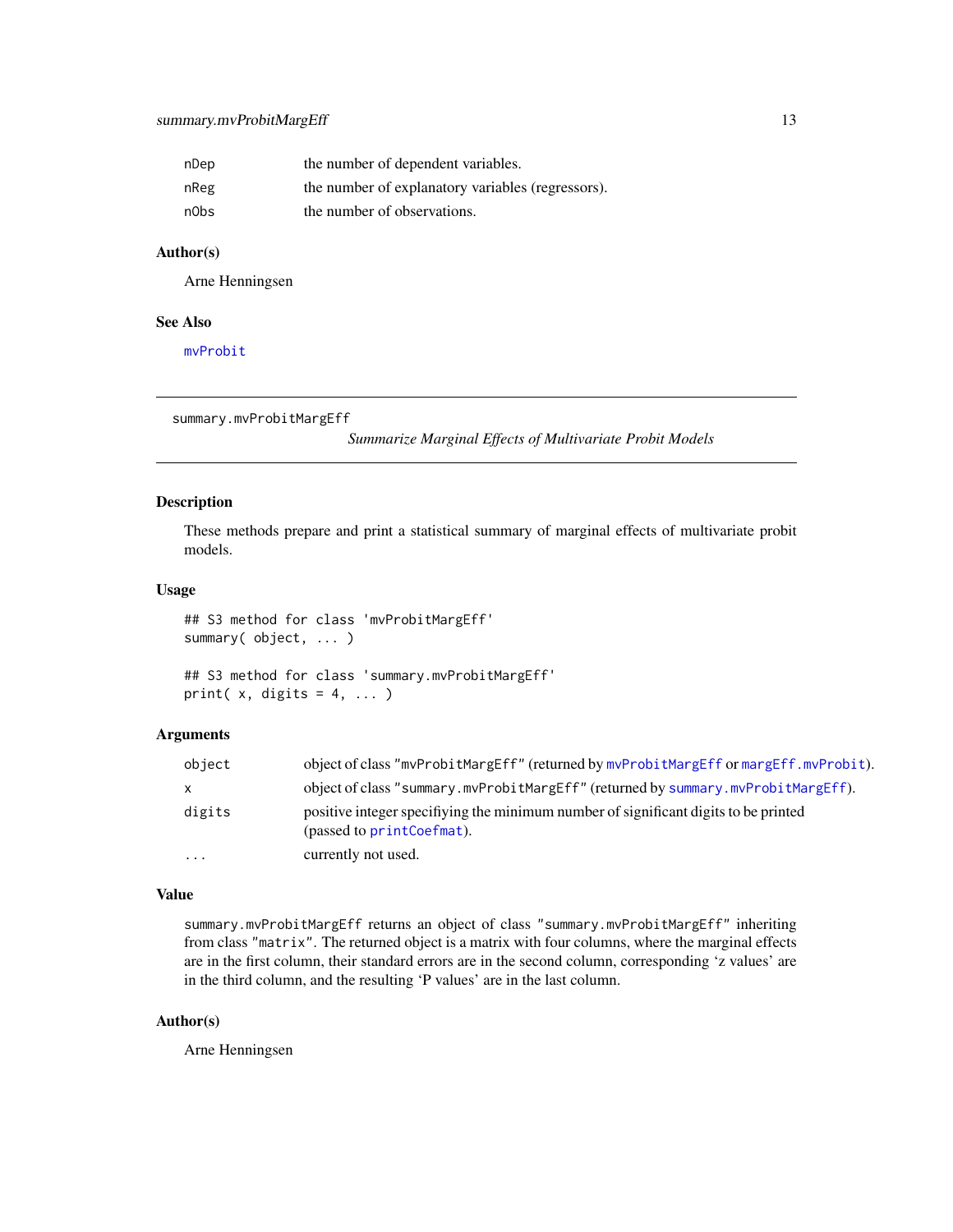| | |
|---|---|
| nDep | the number of dependent variables. |
| nReg | the number of explanatory variables (regressors). |
| nObs | the number of observations. |

### Author(s)

Arne Henningsen

### See Also

`mvProbit`

---

## summary.mvProbitMargEff

*Summarize Marginal Effects of Multivariate Probit Models*

### Description

These methods prepare and print a statistical summary of marginal effects of multivariate probit models.

### Usage

```
## S3 method for class 'mvProbitMargEff'
summary( object, ... )

## S3 method for class 'summary.mvProbitMargEff'
print( x, digits = 4, ... )
```

### Arguments

| | |
|---|---|
| object | object of class "mvProbitMargEff" (returned by `mvProbitMargEff` or `margEff.mvProbit`). |
| x | object of class "summary.mvProbitMargEff" (returned by `summary.mvProbitMargEff`). |
| digits | positive integer specifiying the minimum number of significant digits to be printed (passed to `printCoefmat`). |
| ... | currently not used. |

### Value

summary.mvProbitMargEff returns an object of class "summary.mvProbitMargEff" inheriting from class "matrix". The returned object is a matrix with four columns, where the marginal effects are in the first column, their standard errors are in the second column, corresponding 'z values' are in the third column, and the resulting 'P values' are in the last column.

### Author(s)

Arne Henningsen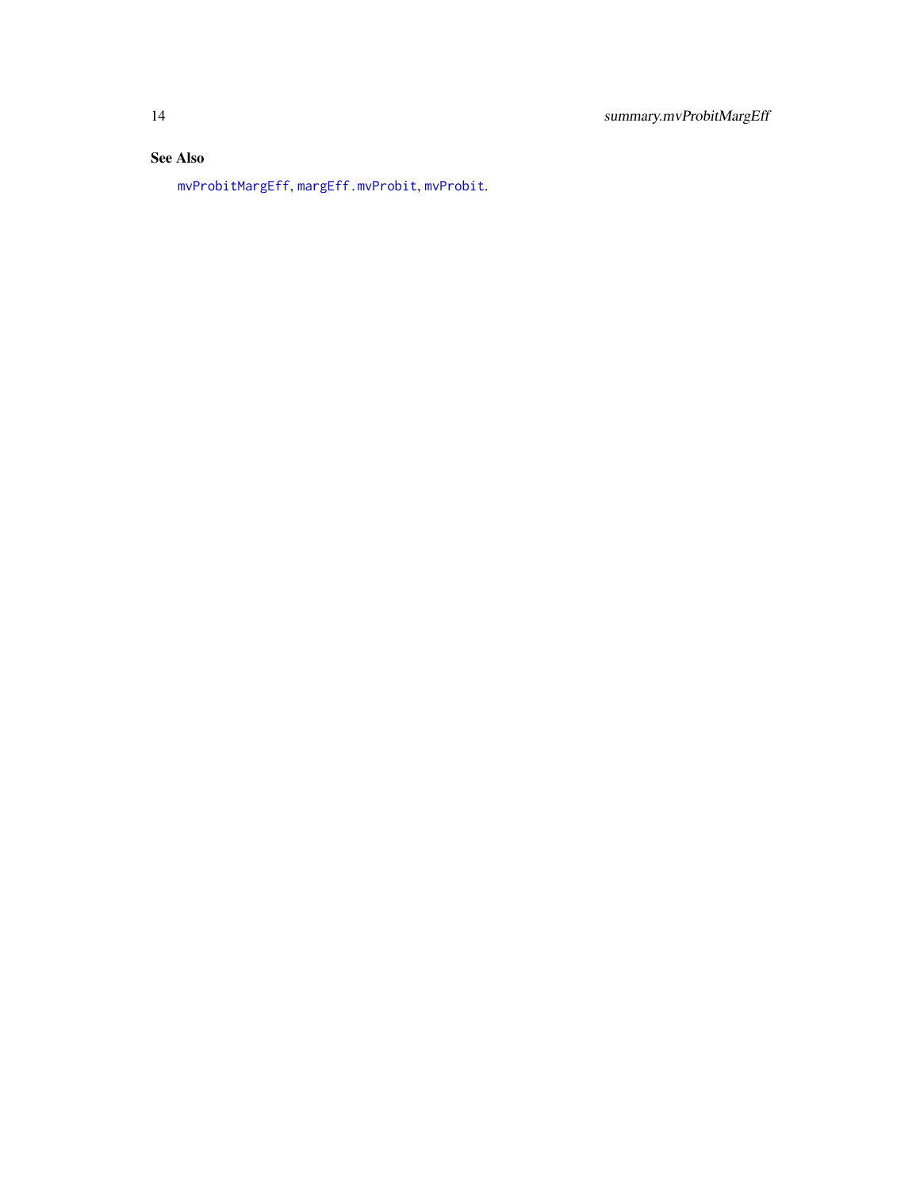## See Also

`mvProbitMargEff`, `margEff.mvProbit`, `mvProbit`.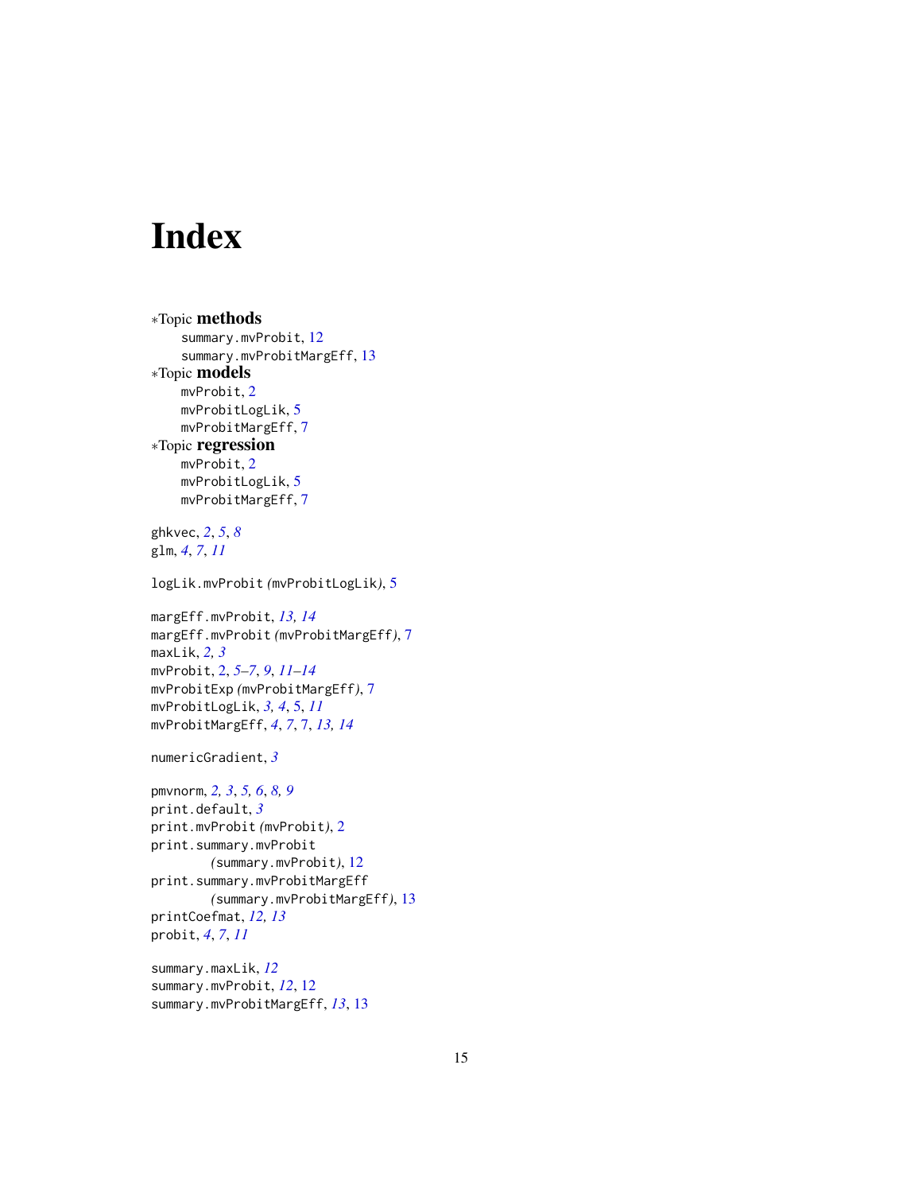# Index

∗Topic **methods**

summary.mvProbit, 12
summary.mvProbitMargEff, 13

∗Topic **models**

mvProbit, 2
mvProbitLogLik, 5
mvProbitMargEff, 7

∗Topic **regression**

mvProbit, 2
mvProbitLogLik, 5
mvProbitMargEff, 7

ghkvec, *2*, *5*, *8*
glm, *4*, *7*, *11*

logLik.mvProbit *(*mvProbitLogLik*)*, 5

margEff.mvProbit, *13, 14*
margEff.mvProbit *(*mvProbitMargEff*)*, 7
maxLik, *2, 3*
mvProbit, 2, *5–7*, *9*, *11–14*
mvProbitExp *(*mvProbitMargEff*)*, 7
mvProbitLogLik, *3, 4*, 5, *11*
mvProbitMargEff, *4*, *7*, 7, *13, 14*

numericGradient, *3*

pmvnorm, *2, 3*, *5, 6*, *8, 9*
print.default, *3*
print.mvProbit *(*mvProbit*)*, 2
print.summary.mvProbit
*(*summary.mvProbit*)*, 12
print.summary.mvProbitMargEff
*(*summary.mvProbitMargEff*)*, 13
printCoefmat, *12, 13*
probit, *4*, *7*, *11*

summary.maxLik, *12*
summary.mvProbit, *12*, 12
summary.mvProbitMargEff, *13*, 13